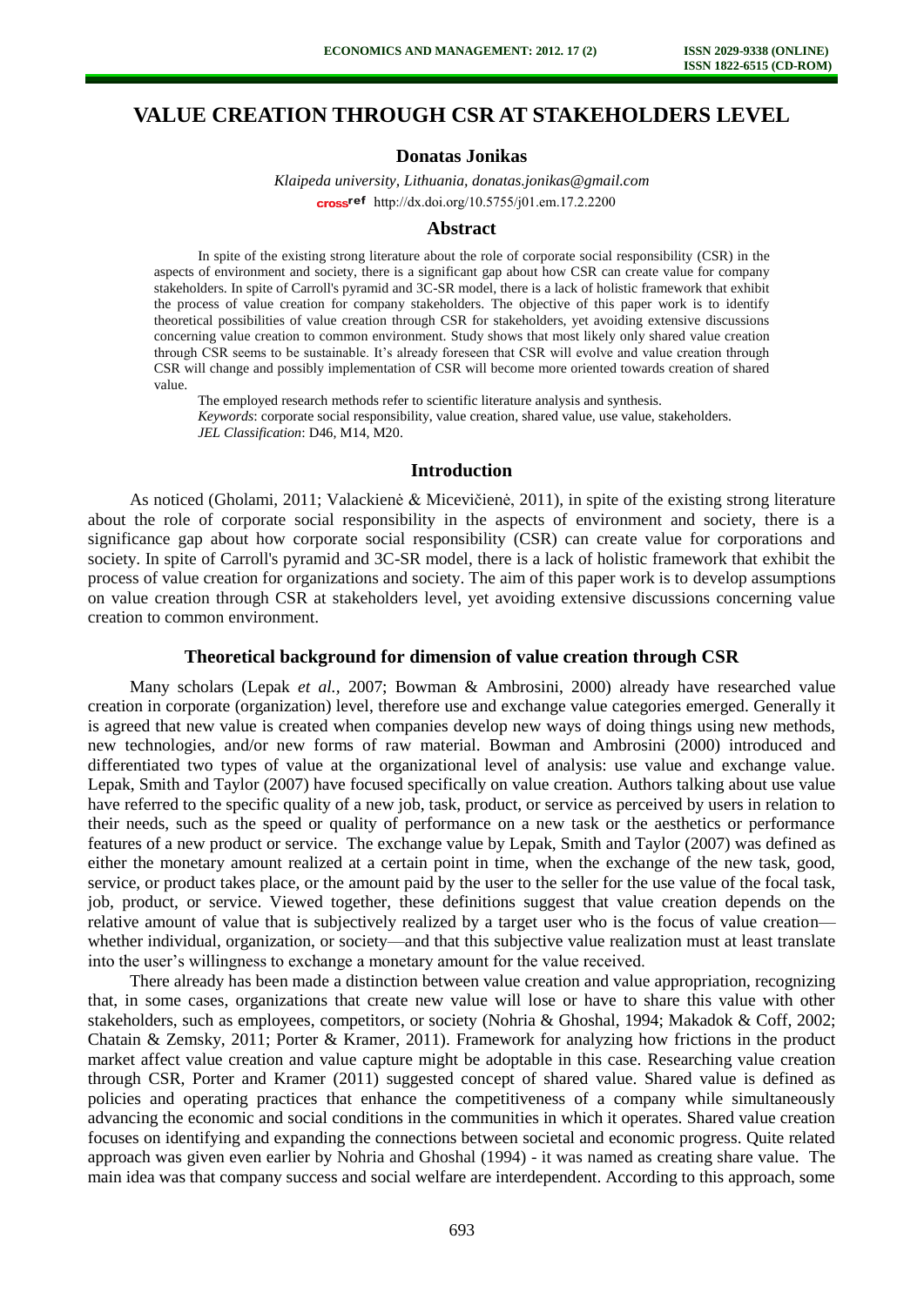# VALUE CREATION THROUGH CSR AT STAKEHOLDERS LEVEL

**Donatas Jonikas**

*Klaipeda university, Lithuania, donatas.jonikas@gmail.com*

http://dx.doi.org/10.5755/j01.em.17.2.2200

## Abstract

In spite of the existing strong literature about the role of corporate social responsibility (CSR) in the aspects of environment and society, there is a significant gap about how CSR can create value for company stakeholders. In spite of Carroll's pyramid and 3C-SR model, there is a lack of holistic framework that exhibit the process of value creation for company stakeholders. The objective of this paper work is to identify theoretical possibilities of value creation through CSR for stakeholders, yet avoiding extensive discussions concerning value creation to common environment. Study shows that most likely only shared value creation through CSR seems to be sustainable. It's already foreseen that CSR will evolve and value creation through CSR will change and possibly implementation of CSR will become more oriented towards creation of shared value.

The employed research methods refer to scientific literature analysis and synthesis.

*Keywords*: corporate social responsibility, value creation, shared value, use value, stakeholders.

*JEL Classification*: D46, M14, M20.

## Introduction

As noticed (Gholami, 2011; Valackienė & Micevičienė, 2011), in spite of the existing strong literature about the role of corporate social responsibility in the aspects of environment and society, there is a significance gap about how corporate social responsibility (CSR) can create value for corporations and society. In spite of Carroll's pyramid and 3C-SR model, there is a lack of holistic framework that exhibit the process of value creation for organizations and society. The aim of this paper work is to develop assumptions on value creation through CSR at stakeholders level, yet avoiding extensive discussions concerning value creation to common environment.

## Theoretical background for dimension of value creation through CSR

Many scholars (Lepak *et al.*, 2007; Bowman & Ambrosini, 2000) already have researched value creation in corporate (organization) level, therefore use and exchange value categories emerged. Generally it is agreed that new value is created when companies develop new ways of doing things using new methods, new technologies, and/or new forms of raw material. Bowman and Ambrosini (2000) introduced and differentiated two types of value at the organizational level of analysis: use value and exchange value. Lepak, Smith and Taylor (2007) have focused specifically on value creation. Authors talking about use value have referred to the specific quality of a new job, task, product, or service as perceived by users in relation to their needs, such as the speed or quality of performance on a new task or the aesthetics or performance features of a new product or service. The exchange value by Lepak, Smith and Taylor (2007) was defined as either the monetary amount realized at a certain point in time, when the exchange of the new task, good, service, or product takes place, or the amount paid by the user to the seller for the use value of the focal task, job, product, or service. Viewed together, these definitions suggest that value creation depends on the relative amount of value that is subjectively realized by a target user who is the focus of value creation—whether individual, organization, or society—and that this subjective value realization must at least translate into the user's willingness to exchange a monetary amount for the value received.

There already has been made a distinction between value creation and value appropriation, recognizing that, in some cases, organizations that create new value will lose or have to share this value with other stakeholders, such as employees, competitors, or society (Nohria & Ghoshal, 1994; Makadok & Coff, 2002; Chatain & Zemsky, 2011; Porter & Kramer, 2011). Framework for analyzing how frictions in the product market affect value creation and value capture might be adoptable in this case. Researching value creation through CSR, Porter and Kramer (2011) suggested concept of shared value. Shared value is defined as policies and operating practices that enhance the competitiveness of a company while simultaneously advancing the economic and social conditions in the communities in which it operates. Shared value creation focuses on identifying and expanding the connections between societal and economic progress. Quite related approach was given even earlier by Nohria and Ghoshal (1994) - it was named as creating share value. The main idea was that company success and social welfare are interdependent. According to this approach, some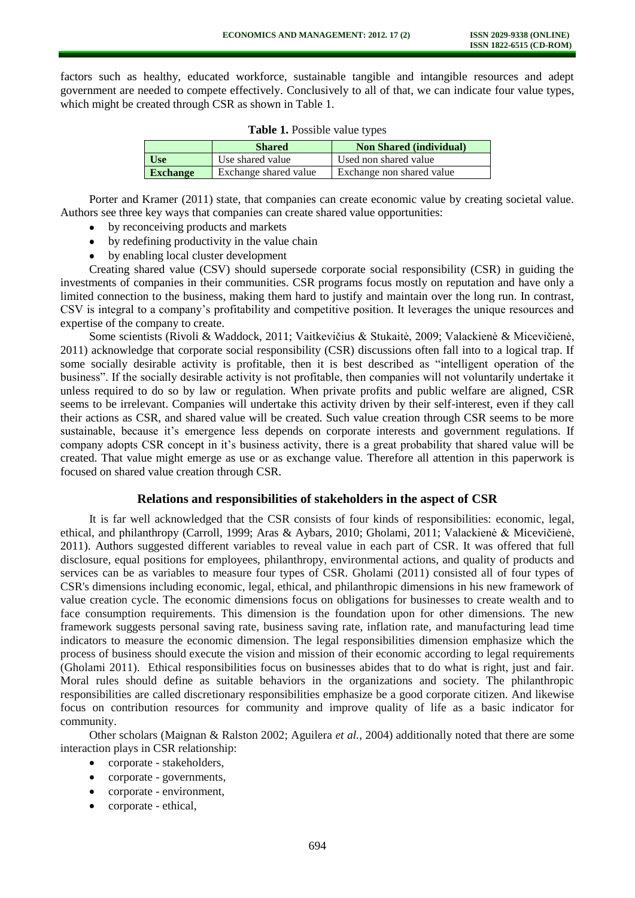factors such as healthy, educated workforce, sustainable tangible and intangible resources and adept government are needed to compete effectively. Conclusively to all of that, we can indicate four value types, which might be created through CSR as shown in Table 1.

**Table 1.** Possible value types

| | **Shared** | **Non Shared (individual)** |
|---|---|---|
| **Use** | Use shared value | Used non shared value |
| **Exchange** | Exchange shared value | Exchange non shared value |

Porter and Kramer (2011) state, that companies can create economic value by creating societal value. Authors see three key ways that companies can create shared value opportunities:

- by reconceiving products and markets
- by redefining productivity in the value chain
- by enabling local cluster development

Creating shared value (CSV) should supersede corporate social responsibility (CSR) in guiding the investments of companies in their communities. CSR programs focus mostly on reputation and have only a limited connection to the business, making them hard to justify and maintain over the long run. In contrast, CSV is integral to a company's profitability and competitive position. It leverages the unique resources and expertise of the company to create.

Some scientists (Rivoli & Waddock, 2011; Vaitkevičius & Stukaitė, 2009; Valackienė & Micevičienė, 2011) acknowledge that corporate social responsibility (CSR) discussions often fall into to a logical trap. If some socially desirable activity is profitable, then it is best described as "intelligent operation of the business". If the socially desirable activity is not profitable, then companies will not voluntarily undertake it unless required to do so by law or regulation. When private profits and public welfare are aligned, CSR seems to be irrelevant. Companies will undertake this activity driven by their self-interest, even if they call their actions as CSR, and shared value will be created. Such value creation through CSR seems to be more sustainable, because it's emergence less depends on corporate interests and government regulations. If company adopts CSR concept in it's business activity, there is a great probability that shared value will be created. That value might emerge as use or as exchange value. Therefore all attention in this paperwork is focused on shared value creation through CSR.

## Relations and responsibilities of stakeholders in the aspect of CSR

It is far well acknowledged that the CSR consists of four kinds of responsibilities: economic, legal, ethical, and philanthropy (Carroll, 1999; Aras & Aybars, 2010; Gholami, 2011; Valackienė & Micevičienė, 2011). Authors suggested different variables to reveal value in each part of CSR. It was offered that full disclosure, equal positions for employees, philanthropy, environmental actions, and quality of products and services can be as variables to measure four types of CSR. Gholami (2011) consisted all of four types of CSR's dimensions including economic, legal, ethical, and philanthropic dimensions in his new framework of value creation cycle. The economic dimensions focus on obligations for businesses to create wealth and to face consumption requirements. This dimension is the foundation upon for other dimensions. The new framework suggests personal saving rate, business saving rate, inflation rate, and manufacturing lead time indicators to measure the economic dimension. The legal responsibilities dimension emphasize which the process of business should execute the vision and mission of their economic according to legal requirements (Gholami 2011). Ethical responsibilities focus on businesses abides that to do what is right, just and fair. Moral rules should define as suitable behaviors in the organizations and society. The philanthropic responsibilities are called discretionary responsibilities emphasize be a good corporate citizen. And likewise focus on contribution resources for community and improve quality of life as a basic indicator for community.

Other scholars (Maignan & Ralston 2002; Aguilera *et al.*, 2004) additionally noted that there are some interaction plays in CSR relationship:

- corporate - stakeholders,
- corporate - governments,
- corporate - environment,
- corporate - ethical,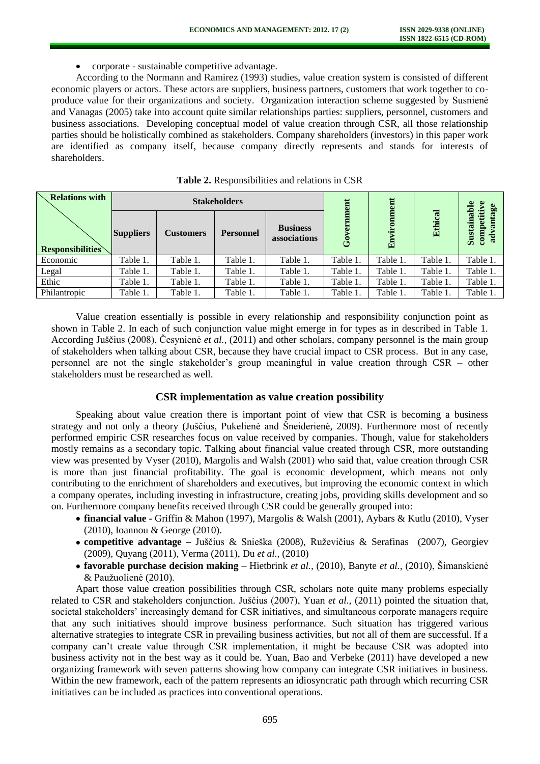- corporate - sustainable competitive advantage.

According to the Normann and Ramirez (1993) studies, value creation system is consisted of different economic players or actors. These actors are suppliers, business partners, customers that work together to co-produce value for their organizations and society. Organization interaction scheme suggested by Susnienė and Vanagas (2005) take into account quite similar relationships parties: suppliers, personnel, customers and business associations. Developing conceptual model of value creation through CSR, all those relationship parties should be holistically combined as stakeholders. Company shareholders (investors) in this paper work are identified as company itself, because company directly represents and stands for interests of shareholders.

**Table 2.** Responsibilities and relations in CSR

| Relations with / Responsibilities | Stakeholders | | | | Government | Environment | Ethical | Sustainable competitive advantage |
|---|---|---|---|---|---|---|---|---|
| | Suppliers | Customers | Personnel | Business associations | | | | |
| Economic | Table 1. | Table 1. | Table 1. | Table 1. | Table 1. | Table 1. | Table 1. | Table 1. |
| Legal | Table 1. | Table 1. | Table 1. | Table 1. | Table 1. | Table 1. | Table 1. | Table 1. |
| Ethic | Table 1. | Table 1. | Table 1. | Table 1. | Table 1. | Table 1. | Table 1. | Table 1. |
| Philantropic | Table 1. | Table 1. | Table 1. | Table 1. | Table 1. | Table 1. | Table 1. | Table 1. |

Value creation essentially is possible in every relationship and responsibility conjunction point as shown in Table 2. In each of such conjunction value might emerge in for types as in described in Table 1. According Juščius (2008), Česynienė *et al.,* (2011) and other scholars, company personnel is the main group of stakeholders when talking about CSR, because they have crucial impact to CSR process. But in any case, personnel are not the single stakeholder's group meaningful in value creation through CSR – other stakeholders must be researched as well.

## CSR implementation as value creation possibility

Speaking about value creation there is important point of view that CSR is becoming a business strategy and not only a theory (Juščius, Pukelienė and Šneiderienė, 2009). Furthermore most of recently performed empiric CSR researches focus on value received by companies. Though, value for stakeholders mostly remains as a secondary topic. Talking about financial value created through CSR, more outstanding view was presented by Vyser (2010), Margolis and Walsh (2001) who said that, value creation through CSR is more than just financial profitability. The goal is economic development, which means not only contributing to the enrichment of shareholders and executives, but improving the economic context in which a company operates, including investing in infrastructure, creating jobs, providing skills development and so on. Furthermore company benefits received through CSR could be generally grouped into:

- **financial value -** Griffin & Mahon (1997), Margolis & Walsh (2001), Aybars & Kutlu (2010), Vyser (2010), Ioannou & George (2010).
- **competitive advantage –** Juščius & Snieška (2008), Ruževičius & Serafinas (2007), Georgiev (2009), Quyang (2011), Verma (2011), Du *et al.,* (2010)
- **favorable purchase decision making** – Hietbrink *et al.,* (2010), Banyte *et al.,* (2010), Šimanskienė & Paužuolienė (2010).

Apart those value creation possibilities through CSR, scholars note quite many problems especially related to CSR and stakeholders conjunction. Juščius (2007), Yuan *et al.,* (2011) pointed the situation that, societal stakeholders' increasingly demand for CSR initiatives, and simultaneous corporate managers require that any such initiatives should improve business performance. Such situation has triggered various alternative strategies to integrate CSR in prevailing business activities, but not all of them are successful. If a company can't create value through CSR implementation, it might be because CSR was adopted into business activity not in the best way as it could be. Yuan, Bao and Verbeke (2011) have developed a new organizing framework with seven patterns showing how company can integrate CSR initiatives in business. Within the new framework, each of the pattern represents an idiosyncratic path through which recurring CSR initiatives can be included as practices into conventional operations.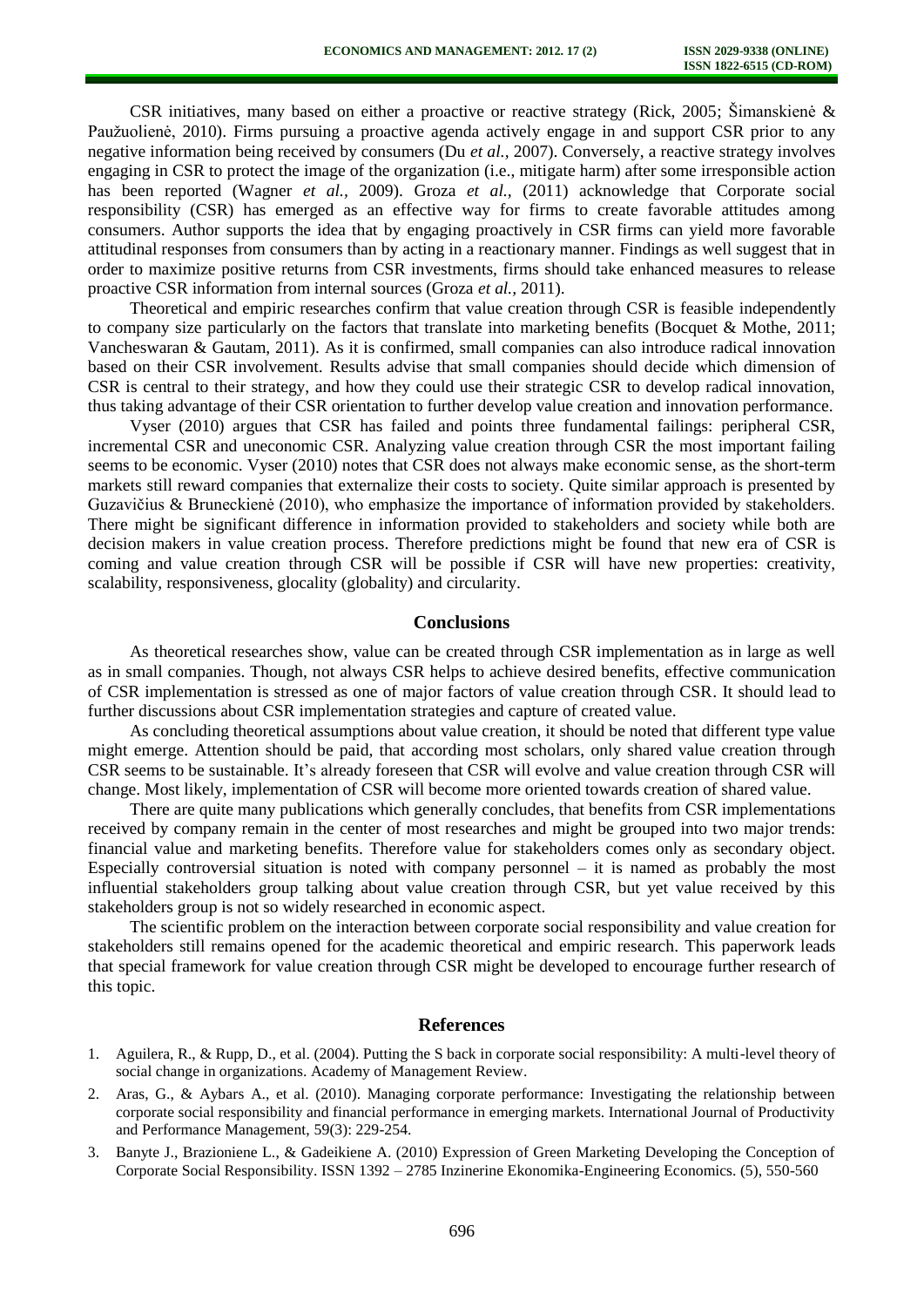CSR initiatives, many based on either a proactive or reactive strategy (Rick, 2005; Šimanskienė & Paužuolienė, 2010). Firms pursuing a proactive agenda actively engage in and support CSR prior to any negative information being received by consumers (Du *et al.,* 2007). Conversely, a reactive strategy involves engaging in CSR to protect the image of the organization (i.e., mitigate harm) after some irresponsible action has been reported (Wagner *et al.,* 2009). Groza *et al.,* (2011) acknowledge that Corporate social responsibility (CSR) has emerged as an effective way for firms to create favorable attitudes among consumers. Author supports the idea that by engaging proactively in CSR firms can yield more favorable attitudinal responses from consumers than by acting in a reactionary manner. Findings as well suggest that in order to maximize positive returns from CSR investments, firms should take enhanced measures to release proactive CSR information from internal sources (Groza *et al.,* 2011).

Theoretical and empiric researches confirm that value creation through CSR is feasible independently to company size particularly on the factors that translate into marketing benefits (Bocquet & Mothe, 2011; Vancheswaran & Gautam, 2011). As it is confirmed, small companies can also introduce radical innovation based on their CSR involvement. Results advise that small companies should decide which dimension of CSR is central to their strategy, and how they could use their strategic CSR to develop radical innovation, thus taking advantage of their CSR orientation to further develop value creation and innovation performance.

Vyser (2010) argues that CSR has failed and points three fundamental failings: peripheral CSR, incremental CSR and uneconomic CSR. Analyzing value creation through CSR the most important failing seems to be economic. Vyser (2010) notes that CSR does not always make economic sense, as the short-term markets still reward companies that externalize their costs to society. Quite similar approach is presented by Guzavičius & Bruneckienė (2010), who emphasize the importance of information provided by stakeholders. There might be significant difference in information provided to stakeholders and society while both are decision makers in value creation process. Therefore predictions might be found that new era of CSR is coming and value creation through CSR will be possible if CSR will have new properties: creativity, scalability, responsiveness, glocality (globality) and circularity.

## Conclusions

As theoretical researches show, value can be created through CSR implementation as in large as well as in small companies. Though, not always CSR helps to achieve desired benefits, effective communication of CSR implementation is stressed as one of major factors of value creation through CSR. It should lead to further discussions about CSR implementation strategies and capture of created value.

As concluding theoretical assumptions about value creation, it should be noted that different type value might emerge. Attention should be paid, that according most scholars, only shared value creation through CSR seems to be sustainable. It's already foreseen that CSR will evolve and value creation through CSR will change. Most likely, implementation of CSR will become more oriented towards creation of shared value.

There are quite many publications which generally concludes, that benefits from CSR implementations received by company remain in the center of most researches and might be grouped into two major trends: financial value and marketing benefits. Therefore value for stakeholders comes only as secondary object. Especially controversial situation is noted with company personnel – it is named as probably the most influential stakeholders group talking about value creation through CSR, but yet value received by this stakeholders group is not so widely researched in economic aspect.

The scientific problem on the interaction between corporate social responsibility and value creation for stakeholders still remains opened for the academic theoretical and empiric research. This paperwork leads that special framework for value creation through CSR might be developed to encourage further research of this topic.

## References

1. Aguilera, R., & Rupp, D., et al. (2004). Putting the S back in corporate social responsibility: A multi-level theory of social change in organizations. Academy of Management Review.
2. Aras, G., & Aybars A., et al. (2010). Managing corporate performance: Investigating the relationship between corporate social responsibility and financial performance in emerging markets. International Journal of Productivity and Performance Management, 59(3): 229-254.
3. Banyte J., Brazioniene L., & Gadeikiene A. (2010) Expression of Green Marketing Developing the Conception of Corporate Social Responsibility. ISSN 1392 – 2785 Inzinerine Ekonomika-Engineering Economics. (5), 550-560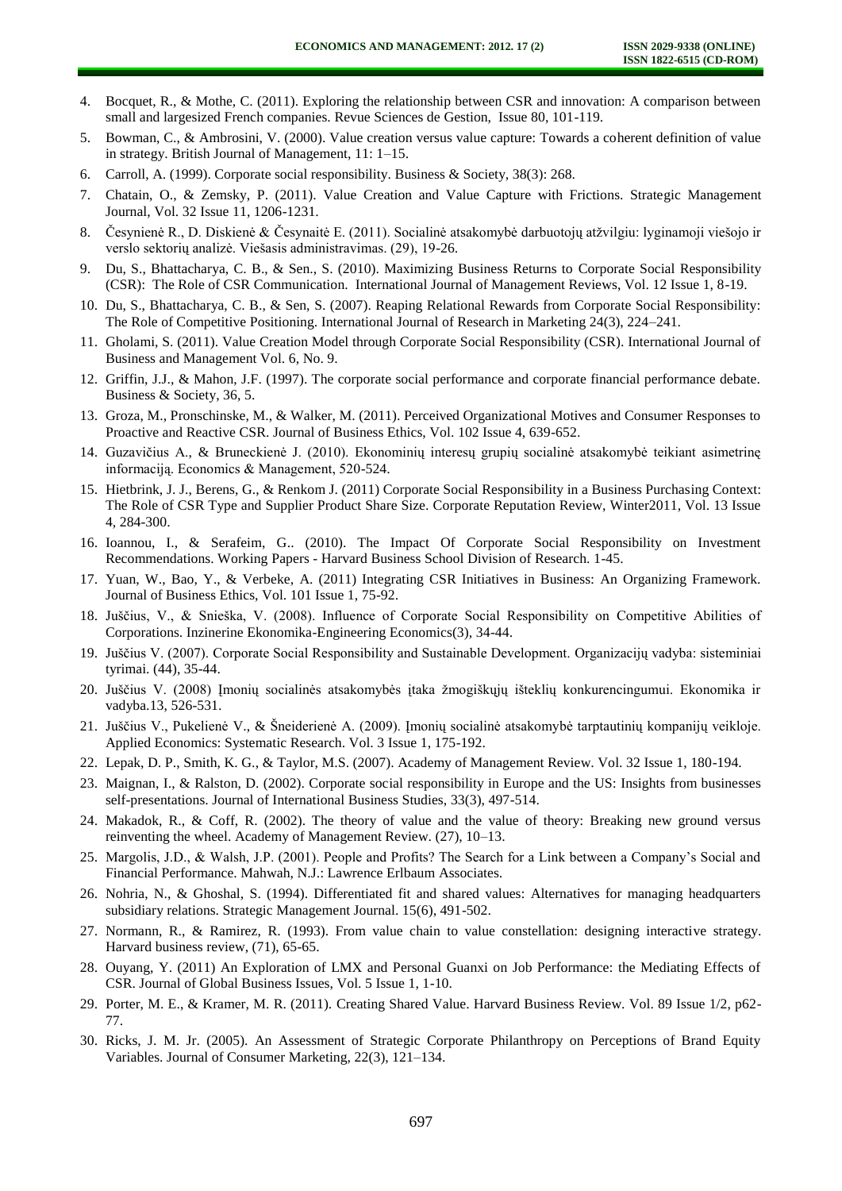4. Bocquet, R., & Mothe, C. (2011). Exploring the relationship between CSR and innovation: A comparison between small and largesized French companies. Revue Sciences de Gestion, Issue 80, 101-119.
5. Bowman, C., & Ambrosini, V. (2000). Value creation versus value capture: Towards a coherent definition of value in strategy. British Journal of Management, 11: 1–15.
6. Carroll, A. (1999). Corporate social responsibility. Business & Society, 38(3): 268.
7. Chatain, O., & Zemsky, P. (2011). Value Creation and Value Capture with Frictions. Strategic Management Journal, Vol. 32 Issue 11, 1206-1231.
8. Česynienė R., D. Diskienė & Česynaitė E. (2011). Socialinė atsakomybė darbuotojų atžvilgiu: lyginamoji viešojo ir verslo sektorių analizė. Viešasis administravimas. (29), 19-26.
9. Du, S., Bhattacharya, C. B., & Sen., S. (2010). Maximizing Business Returns to Corporate Social Responsibility (CSR): The Role of CSR Communication. International Journal of Management Reviews, Vol. 12 Issue 1, 8-19.
10. Du, S., Bhattacharya, C. B., & Sen, S. (2007). Reaping Relational Rewards from Corporate Social Responsibility: The Role of Competitive Positioning. International Journal of Research in Marketing 24(3), 224–241.
11. Gholami, S. (2011). Value Creation Model through Corporate Social Responsibility (CSR). International Journal of Business and Management Vol. 6, No. 9.
12. Griffin, J.J., & Mahon, J.F. (1997). The corporate social performance and corporate financial performance debate. Business & Society, 36, 5.
13. Groza, M., Pronschinske, M., & Walker, M. (2011). Perceived Organizational Motives and Consumer Responses to Proactive and Reactive CSR. Journal of Business Ethics, Vol. 102 Issue 4, 639-652.
14. Guzavičius A., & Bruneckienė J. (2010). Ekonominių interesų grupių socialinė atsakomybė teikiant asimetrinę informaciją. Economics & Management, 520-524.
15. Hietbrink, J. J., Berens, G., & Renkom J. (2011) Corporate Social Responsibility in a Business Purchasing Context: The Role of CSR Type and Supplier Product Share Size. Corporate Reputation Review, Winter2011, Vol. 13 Issue 4, 284-300.
16. Ioannou, I., & Serafeim, G.. (2010). The Impact Of Corporate Social Responsibility on Investment Recommendations. Working Papers - Harvard Business School Division of Research. 1-45.
17. Yuan, W., Bao, Y., & Verbeke, A. (2011) Integrating CSR Initiatives in Business: An Organizing Framework. Journal of Business Ethics, Vol. 101 Issue 1, 75-92.
18. Juščius, V., & Snieška, V. (2008). Influence of Corporate Social Responsibility on Competitive Abilities of Corporations. Inzinerine Ekonomika-Engineering Economics(3), 34-44.
19. Juščius V. (2007). Corporate Social Responsibility and Sustainable Development. Organizacijų vadyba: sisteminiai tyrimai. (44), 35-44.
20. Juščius V. (2008) Įmonių socialinės atsakomybės įtaka žmogiškųjų išteklių konkurencingumui. Ekonomika ir vadyba.13, 526-531.
21. Juščius V., Pukelienė V., & Šneiderienė A. (2009). Įmonių socialinė atsakomybė tarptautinių kompanijų veikloje. Applied Economics: Systematic Research. Vol. 3 Issue 1, 175-192.
22. Lepak, D. P., Smith, K. G., & Taylor, M.S. (2007). Academy of Management Review. Vol. 32 Issue 1, 180-194.
23. Maignan, I., & Ralston, D. (2002). Corporate social responsibility in Europe and the US: Insights from businesses self-presentations. Journal of International Business Studies, 33(3), 497-514.
24. Makadok, R., & Coff, R. (2002). The theory of value and the value of theory: Breaking new ground versus reinventing the wheel. Academy of Management Review. (27), 10–13.
25. Margolis, J.D., & Walsh, J.P. (2001). People and Profits? The Search for a Link between a Company's Social and Financial Performance. Mahwah, N.J.: Lawrence Erlbaum Associates.
26. Nohria, N., & Ghoshal, S. (1994). Differentiated fit and shared values: Alternatives for managing headquarters subsidiary relations. Strategic Management Journal. 15(6), 491-502.
27. Normann, R., & Ramirez, R. (1993). From value chain to value constellation: designing interactive strategy. Harvard business review, (71), 65-65.
28. Ouyang, Y. (2011) An Exploration of LMX and Personal Guanxi on Job Performance: the Mediating Effects of CSR. Journal of Global Business Issues, Vol. 5 Issue 1, 1-10.
29. Porter, M. E., & Kramer, M. R. (2011). Creating Shared Value. Harvard Business Review. Vol. 89 Issue 1/2, p62-77.
30. Ricks, J. M. Jr. (2005). An Assessment of Strategic Corporate Philanthropy on Perceptions of Brand Equity Variables. Journal of Consumer Marketing, 22(3), 121–134.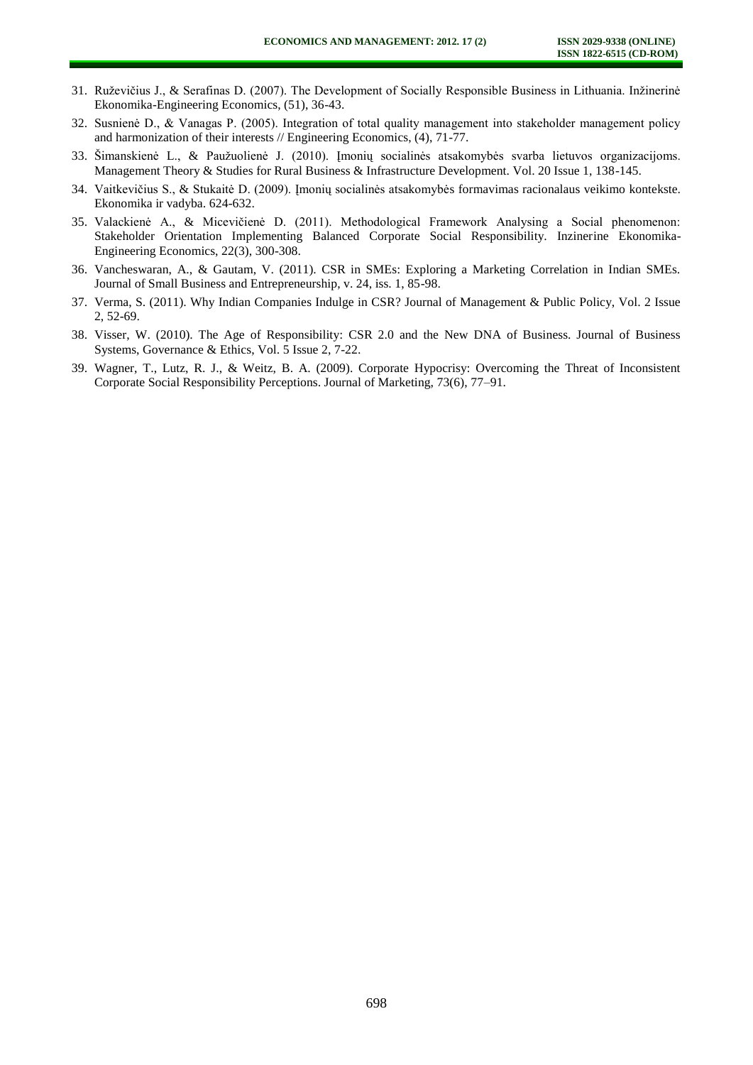31. Ruževičius J., & Serafinas D. (2007). The Development of Socially Responsible Business in Lithuania. Inžinerinė Ekonomika-Engineering Economics, (51), 36-43.
32. Susnienė D., & Vanagas P. (2005). Integration of total quality management into stakeholder management policy and harmonization of their interests // Engineering Economics, (4), 71-77.
33. Šimanskienė L., & Paužuolienė J. (2010). Įmonių socialinės atsakomybės svarba lietuvos organizacijoms. Management Theory & Studies for Rural Business & Infrastructure Development. Vol. 20 Issue 1, 138-145.
34. Vaitkevičius S., & Stukaitė D. (2009). Įmonių socialinės atsakomybės formavimas racionalaus veikimo kontekste. Ekonomika ir vadyba. 624-632.
35. Valackienė A., & Micevičienė D. (2011). Methodological Framework Analysing a Social phenomenon: Stakeholder Orientation Implementing Balanced Corporate Social Responsibility. Inzinerine Ekonomika-Engineering Economics, 22(3), 300-308.
36. Vancheswaran, A., & Gautam, V. (2011). CSR in SMEs: Exploring a Marketing Correlation in Indian SMEs. Journal of Small Business and Entrepreneurship, v. 24, iss. 1, 85-98.
37. Verma, S. (2011). Why Indian Companies Indulge in CSR? Journal of Management & Public Policy, Vol. 2 Issue 2, 52-69.
38. Visser, W. (2010). The Age of Responsibility: CSR 2.0 and the New DNA of Business. Journal of Business Systems, Governance & Ethics, Vol. 5 Issue 2, 7-22.
39. Wagner, T., Lutz, R. J., & Weitz, B. A. (2009). Corporate Hypocrisy: Overcoming the Threat of Inconsistent Corporate Social Responsibility Perceptions. Journal of Marketing, 73(6), 77–91.